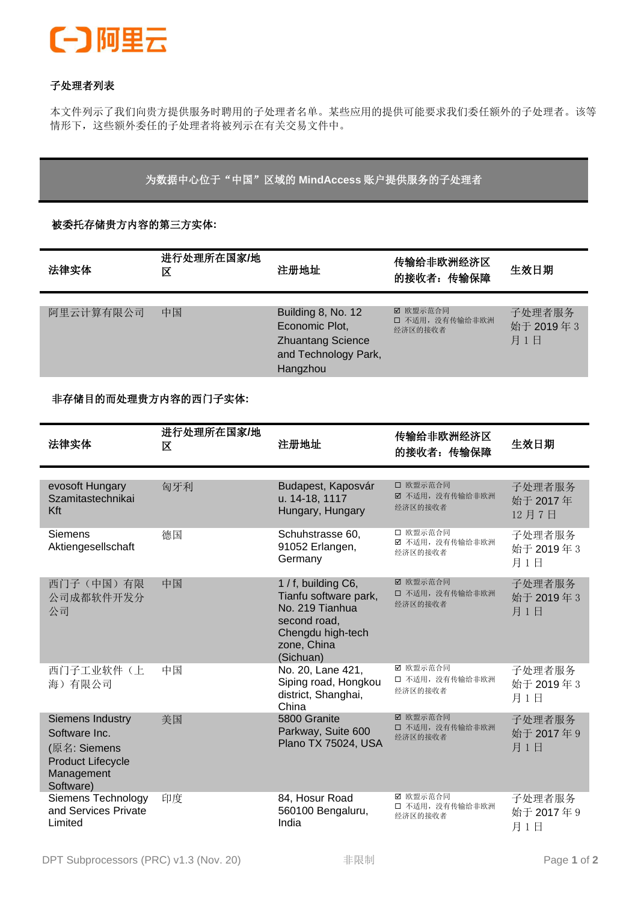阿里云

## 子处理者列表

本文件列示了我们向贵方提供服务时聘用的子处理者名单。某些应用的提供可能要求我们委任额外的子处理者。该等情形下，这些额外委任的子处理者将被列示在有关交易文件中。

## 为数据中心位于“中国”区域的 MindAccess 账户提供服务的子处理者

**被委托存储贵方内容的第三方实体:**

| 法律实体 | 进行处理所在国家/地区 | 注册地址 | 传输给非欧洲经济区的接收者：传输保障 | 生效日期 |
|---|---|---|---|---|
| 阿里云计算有限公司 | 中国 | Building 8, No. 12 Economic Plot, Zhuantang Science and Technology Park, Hangzhou | ☑ 欧盟示范合同<br>☐ 不适用，没有传输给非欧洲经济区的接收者 | 子处理者服务始于 2019 年 3 月 1 日 |

**非存储目的而处理贵方内容的西门子实体:**

| 法律实体 | 进行处理所在国家/地区 | 注册地址 | 传输给非欧洲经济区的接收者：传输保障 | 生效日期 |
|---|---|---|---|---|
| evosoft Hungary Szamitastechnikai Kft | 匈牙利 | Budapest, Kaposvár u. 14-18, 1117 Hungary, Hungary | ☐ 欧盟示范合同<br>☑ 不适用，没有传输给非欧洲经济区的接收者 | 子处理者服务始于 2017 年 12 月 7 日 |
| Siemens Aktiengesellschaft | 德国 | Schuhstrasse 60, 91052 Erlangen, Germany | ☐ 欧盟示范合同<br>☑ 不适用，没有传输给非欧洲经济区的接收者 | 子处理者服务始于 2019 年 3 月 1 日 |
| 西门子（中国）有限公司成都软件开发分公司 | 中国 | 1 / f, building C6, Tianfu software park, No. 219 Tianhua second road, Chengdu high-tech zone, China (Sichuan) | ☑ 欧盟示范合同<br>☐ 不适用，没有传输给非欧洲经济区的接收者 | 子处理者服务始于 2019 年 3 月 1 日 |
| 西门子工业软件（上海）有限公司 | 中国 | No. 20, Lane 421, Siping road, Hongkou district, Shanghai, China | ☑ 欧盟示范合同<br>☐ 不适用，没有传输给非欧洲经济区的接收者 | 子处理者服务始于 2019 年 3 月 1 日 |
| Siemens Industry Software Inc. (原名: Siemens Product Lifecycle Management Software) | 美国 | 5800 Granite Parkway, Suite 600 Plano TX 75024, USA | ☑ 欧盟示范合同<br>☐ 不适用，没有传输给非欧洲经济区的接收者 | 子处理者服务始于 2017 年 9 月 1 日 |
| Siemens Technology and Services Private Limited | 印度 | 84, Hosur Road 560100 Bengaluru, India | ☑ 欧盟示范合同<br>☐ 不适用，没有传输给非欧洲经济区的接收者 | 子处理者服务始于 2017 年 9 月 1 日 |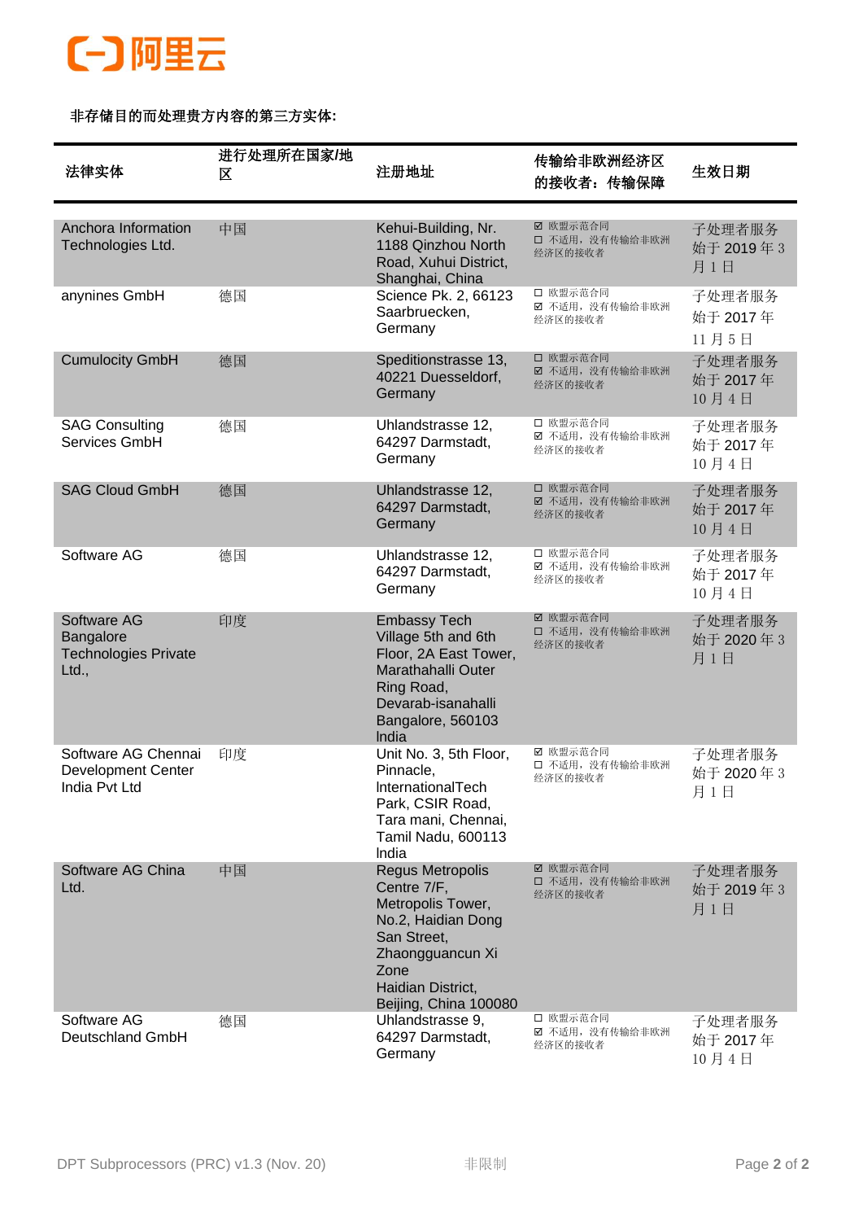**非存储目的而处理贵方内容的第三方实体:**

| 法律实体 | 进行处理所在国家/地区 | 注册地址 | 传输给非欧洲经济区的接收者：传输保障 | 生效日期 |
|---|---|---|---|---|
| Anchora Information Technologies Ltd. | 中国 | Kehui-Building, Nr. 1188 Qinzhou North Road, Xuhui District, Shanghai, China | ☑ 欧盟示范合同<br>☐ 不适用，没有传输给非欧洲经济区的接收者 | 子处理者服务始于 2019 年 3 月 1 日 |
| anynines GmbH | 德国 | Science Pk. 2, 66123 Saarbruecken, Germany | ☐ 欧盟示范合同<br>☑ 不适用，没有传输给非欧洲经济区的接收者 | 子处理者服务始于 2017 年 11 月 5 日 |
| Cumulocity GmbH | 德国 | Speditionstrasse 13, 40221 Duesseldorf, Germany | ☐ 欧盟示范合同<br>☑ 不适用，没有传输给非欧洲经济区的接收者 | 子处理者服务始于 2017 年 10 月 4 日 |
| SAG Consulting Services GmbH | 德国 | Uhlandstrasse 12, 64297 Darmstadt, Germany | ☐ 欧盟示范合同<br>☑ 不适用，没有传输给非欧洲经济区的接收者 | 子处理者服务始于 2017 年 10 月 4 日 |
| SAG Cloud GmbH | 德国 | Uhlandstrasse 12, 64297 Darmstadt, Germany | ☐ 欧盟示范合同<br>☑ 不适用，没有传输给非欧洲经济区的接收者 | 子处理者服务始于 2017 年 10 月 4 日 |
| Software AG | 德国 | Uhlandstrasse 12, 64297 Darmstadt, Germany | ☐ 欧盟示范合同<br>☑ 不适用，没有传输给非欧洲经济区的接收者 | 子处理者服务始于 2017 年 10 月 4 日 |
| Software AG Bangalore Technologies Private Ltd., | 印度 | Embassy Tech Village 5th and 6th Floor, 2A East Tower, Marathahalli Outer Ring Road, Devarab-isanahalli Bangalore, 560103 India | ☑ 欧盟示范合同<br>☐ 不适用，没有传输给非欧洲经济区的接收者 | 子处理者服务始于 2020 年 3 月 1 日 |
| Software AG Chennai Development Center India Pvt Ltd | 印度 | Unit No. 3, 5th Floor, Pinnacle, InternationalTech Park, CSIR Road, Tara mani, Chennai, Tamil Nadu, 600113 India | ☑ 欧盟示范合同<br>☐ 不适用，没有传输给非欧洲经济区的接收者 | 子处理者服务始于 2020 年 3 月 1 日 |
| Software AG China Ltd. | 中国 | Regus Metropolis Centre 7/F, Metropolis Tower, No.2, Haidian Dong San Street, Zhaongguancun Xi Zone Haidian District, Beijing, China 100080 | ☑ 欧盟示范合同<br>☐ 不适用，没有传输给非欧洲经济区的接收者 | 子处理者服务始于 2019 年 3 月 1 日 |
| Software AG Deutschland GmbH | 德国 | Uhlandstrasse 9, 64297 Darmstadt, Germany | ☐ 欧盟示范合同<br>☑ 不适用，没有传输给非欧洲经济区的接收者 | 子处理者服务始于 2017 年 10 月 4 日 |